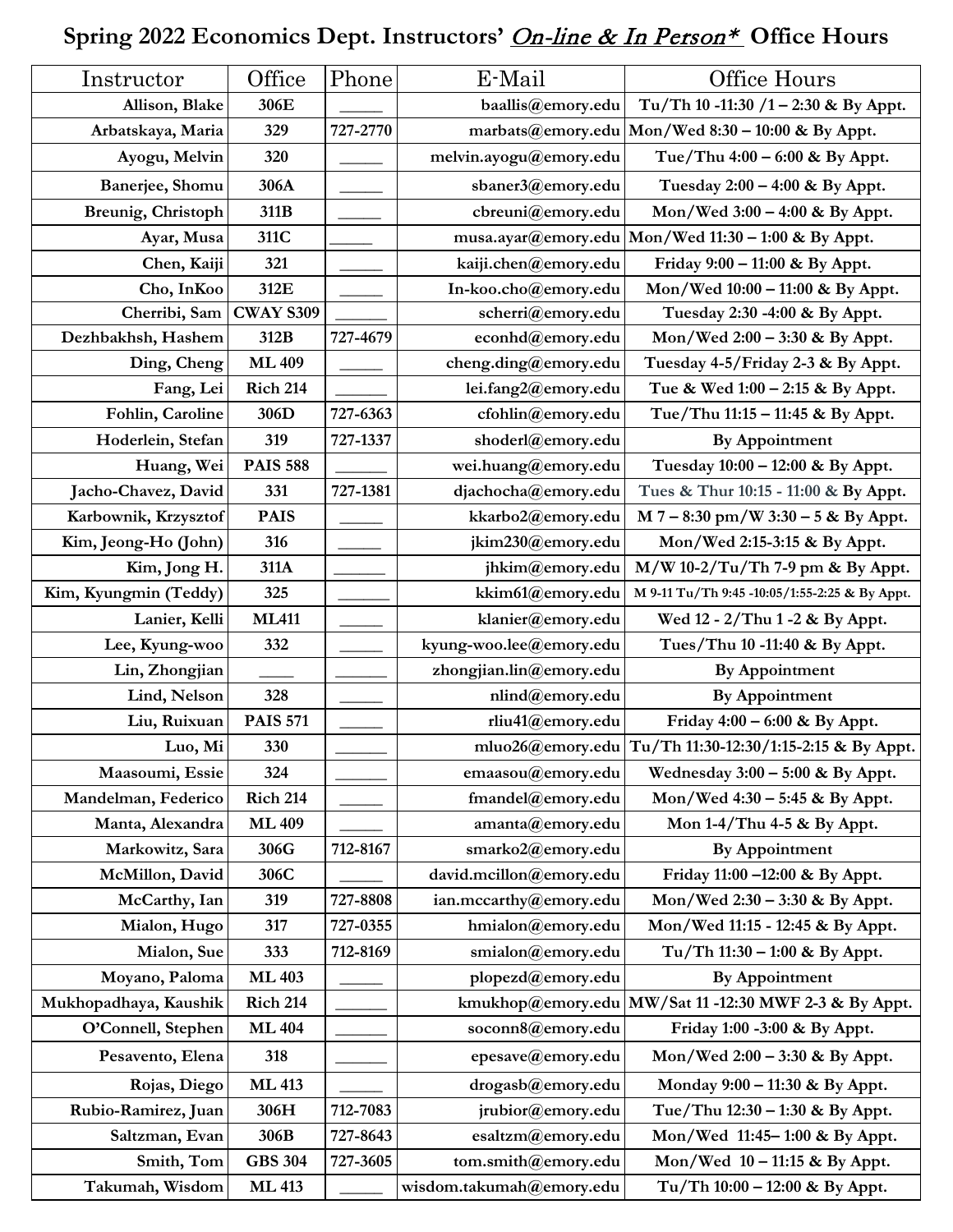# Spring 2022 Economics Dept. Instructors' *On-line & In Person** Office Hours

| Instructor | Office | Phone | E-Mail | Office Hours |
|---|---|---|---|---|
| Allison, Blake | 306E | _____ | baallis@emory.edu | Tu/Th 10 -11:30 /1 – 2:30 & By Appt. |
| Arbatskaya, Maria | 329 | 727-2770 | marbats@emory.edu | Mon/Wed 8:30 – 10:00 & By Appt. |
| Ayogu, Melvin | 320 | _____ | melvin.ayogu@emory.edu | Tue/Thu 4:00 – 6:00 & By Appt. |
| Banerjee, Shomu | 306A | _____ | sbaner3@emory.edu | Tuesday 2:00 – 4:00 & By Appt. |
| Breunig, Christoph | 311B | _____ | cbreuni@emory.edu | Mon/Wed 3:00 – 4:00 & By Appt. |
| Ayar, Musa | 311C | _____ | musa.ayar@emory.edu | Mon/Wed 11:30 – 1:00 & By Appt. |
| Chen, Kaiji | 321 | _____ | kaiji.chen@emory.edu | Friday 9:00 – 11:00 & By Appt. |
| Cho, InKoo | 312E | _____ | In-koo.cho@emory.edu | Mon/Wed 10:00 – 11:00 & By Appt. |
| Cherribi, Sam | CWAY S309 | ______ | scherri@emory.edu | Tuesday 2:30 -4:00 & By Appt. |
| Dezhbakhsh, Hashem | 312B | 727-4679 | econhd@emory.edu | Mon/Wed 2:00 – 3:30 & By Appt. |
| Ding, Cheng | ML 409 | _____ | cheng.ding@emory.edu | Tuesday 4-5/Friday 2-3 & By Appt. |
| Fang, Lei | Rich 214 | ______ | lei.fang2@emory.edu | Tue & Wed 1:00 – 2:15 & By Appt. |
| Fohlin, Caroline | 306D | 727-6363 | cfohlin@emory.edu | Tue/Thu 11:15 – 11:45 & By Appt. |
| Hoderlein, Stefan | 319 | 727-1337 | shoderl@emory.edu | By Appointment |
| Huang, Wei | PAIS 588 | ______ | wei.huang@emory.edu | Tuesday 10:00 – 12:00 & By Appt. |
| Jacho-Chavez, David | 331 | 727-1381 | djachocha@emory.edu | Tues & Thur 10:15 - 11:00 & By Appt. |
| Karbownik, Krzysztof | PAIS | _____ | kkarbo2@emory.edu | M 7 – 8:30 pm/W 3:30 – 5 & By Appt. |
| Kim, Jeong-Ho (John) | 316 | _____ | jkim230@emory.edu | Mon/Wed 2:15-3:15 & By Appt. |
| Kim, Jong H. | 311A | ______ | jhkim@emory.edu | M/W 10-2/Tu/Th 7-9 pm & By Appt. |
| Kim, Kyungmin (Teddy) | 325 | ______ | kkim61@emory.edu | M 9-11 Tu/Th 9:45 -10:05/1:55-2:25 & By Appt. |
| Lanier, Kelli | ML411 | _____ | klanier@emory.edu | Wed 12 - 2/Thu 1 -2 & By Appt. |
| Lee, Kyung-woo | 332 | _____ | kyung-woo.lee@emory.edu | Tues/Thu 10 -11:40 & By Appt. |
| Lin, Zhongjian | ____ | ______ | zhongjian.lin@emory.edu | By Appointment |
| Lind, Nelson | 328 | _____ | nlind@emory.edu | By Appointment |
| Liu, Ruixuan | PAIS 571 | _____ | rliu41@emory.edu | Friday 4:00 – 6:00 & By Appt. |
| Luo, Mi | 330 | ______ | mluo26@emory.edu | Tu/Th 11:30-12:30/1:15-2:15 & By Appt. |
| Maasoumi, Essie | 324 | ______ | emaasou@emory.edu | Wednesday 3:00 – 5:00 & By Appt. |
| Mandelman, Federico | Rich 214 | _____ | fmandel@emory.edu | Mon/Wed 4:30 – 5:45 & By Appt. |
| Manta, Alexandra | ML 409 | _____ | amanta@emory.edu | Mon 1-4/Thu 4-5 & By Appt. |
| Markowitz, Sara | 306G | 712-8167 | smarko2@emory.edu | By Appointment |
| McMillon, David | 306C | _____ | david.mcillon@emory.edu | Friday 11:00 –12:00 & By Appt. |
| McCarthy, Ian | 319 | 727-8808 | ian.mccarthy@emory.edu | Mon/Wed 2:30 – 3:30 & By Appt. |
| Mialon, Hugo | 317 | 727-0355 | hmialon@emory.edu | Mon/Wed 11:15 - 12:45 & By Appt. |
| Mialon, Sue | 333 | 712-8169 | smialon@emory.edu | Tu/Th 11:30 – 1:00 & By Appt. |
| Moyano, Paloma | ML 403 | _____ | plopezd@emory.edu | By Appointment |
| Mukhopadhaya, Kaushik | Rich 214 | ______ | kmukhop@emory.edu | MW/Sat 11 -12:30 MWF 2-3 & By Appt. |
| O'Connell, Stephen | ML 404 | ______ | soconn8@emory.edu | Friday 1:00 -3:00 & By Appt. |
| Pesavento, Elena | 318 | ______ | epesave@emory.edu | Mon/Wed 2:00 – 3:30 & By Appt. |
| Rojas, Diego | ML 413 | _____ | drogasb@emory.edu | Monday 9:00 – 11:30 & By Appt. |
| Rubio-Ramirez, Juan | 306H | 712-7083 | jrubior@emory.edu | Tue/Thu 12:30 – 1:30 & By Appt. |
| Saltzman, Evan | 306B | 727-8643 | esaltzm@emory.edu | Mon/Wed 11:45– 1:00 & By Appt. |
| Smith, Tom | GBS 304 | 727-3605 | tom.smith@emory.edu | Mon/Wed 10 – 11:15 & By Appt. |
| Takumah, Wisdom | ML 413 | _____ | wisdom.takumah@emory.edu | Tu/Th 10:00 – 12:00 & By Appt. |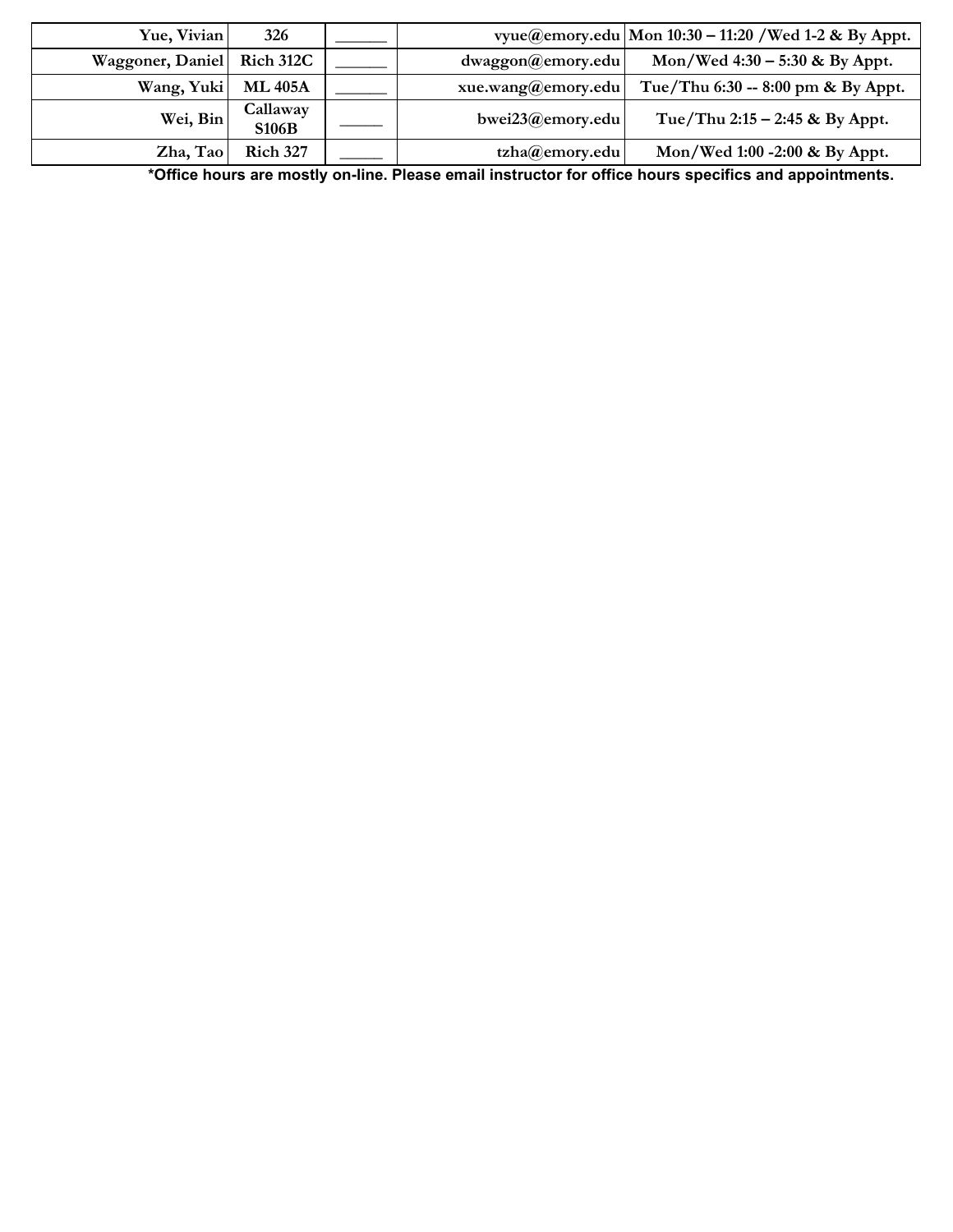| | | | | |
|---|---|---|---|---|
| Yue, Vivian | 326 | ______ | vyue@emory.edu | Mon 10:30 – 11:20 /Wed 1-2 & By Appt. |
| Waggoner, Daniel | Rich 312C | ______ | dwaggon@emory.edu | Mon/Wed 4:30 – 5:30 & By Appt. |
| Wang, Yuki | ML 405A | ______ | xue.wang@emory.edu | Tue/Thu 6:30 -- 8:00 pm & By Appt. |
| Wei, Bin | Callaway S106B | _____ | bwei23@emory.edu | Tue/Thu 2:15 – 2:45 & By Appt. |
| Zha, Tao | Rich 327 | _____ | tzha@emory.edu | Mon/Wed 1:00 -2:00 & By Appt. |

**\*Office hours are mostly on-line. Please email instructor for office hours specifics and appointments.**